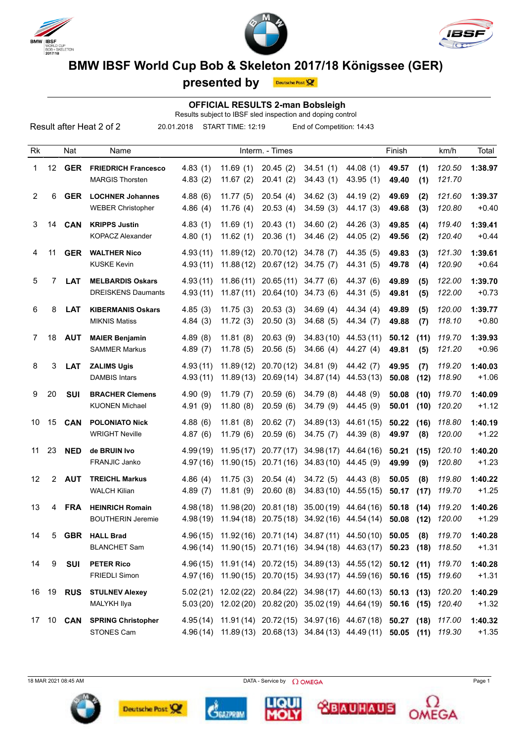# BMW IBSF World Cup Bob & Skeleton 2017/18 Königssee (GER)

## presented by

### OFFICIAL RESULTS 2-man Bobsleigh

Results subject to IBSF sled inspection and doping control

Result after Heat 2 of 2 20.01.2018 START TIME: 12:19 End of Competition: 14:43

| Rk | | Nat | Name | Interm. - Times | | | | | Finish | | km/h | Total |
|---|---|---|---|---|---|---|---|---|---|---|---|---|
| 1 | 12 | **GER** | **FRIEDRICH Francesco** | 4.83 (1) | 11.69 (1) | 20.45 (2) | 34.51 (1) | 44.08 (1) | **49.57** | **(1)** | *120.50* | **1:38.97** |
| | | | MARGIS Thorsten | 4.83 (2) | 11.67 (2) | 20.41 (2) | 34.43 (1) | 43.95 (1) | **49.40** | **(1)** | *121.70* | |
| 2 | 6 | **GER** | **LOCHNER Johannes** | 4.88 (6) | 11.77 (5) | 20.54 (4) | 34.62 (3) | 44.19 (2) | **49.69** | **(2)** | *121.60* | **1:39.37** |
| | | | WEBER Christopher | 4.86 (4) | 11.76 (4) | 20.53 (4) | 34.59 (3) | 44.17 (3) | **49.68** | **(3)** | *120.80* | +0.40 |
| 3 | 14 | **CAN** | **KRIPPS Justin** | 4.83 (1) | 11.69 (1) | 20.43 (1) | 34.60 (2) | 44.26 (3) | **49.85** | **(4)** | *119.40* | **1:39.41** |
| | | | KOPACZ Alexander | 4.80 (1) | 11.62 (1) | 20.36 (1) | 34.46 (2) | 44.05 (2) | **49.56** | **(2)** | *120.40* | +0.44 |
| 4 | 11 | **GER** | **WALTHER Nico** | 4.93 (11) | 11.89 (12) | 20.70 (12) | 34.78 (7) | 44.35 (5) | **49.83** | **(3)** | *121.30* | **1:39.61** |
| | | | KUSKE Kevin | 4.93 (11) | 11.88 (12) | 20.67 (12) | 34.75 (7) | 44.31 (5) | **49.78** | **(4)** | *120.90* | +0.64 |
| 5 | 7 | **LAT** | **MELBARDIS Oskars** | 4.93 (11) | 11.86 (11) | 20.65 (11) | 34.77 (6) | 44.37 (6) | **49.89** | **(5)** | *122.00* | **1:39.70** |
| | | | DREISKENS Daumants | 4.93 (11) | 11.87 (11) | 20.64 (10) | 34.73 (6) | 44.31 (5) | **49.81** | **(5)** | *122.00* | +0.73 |
| 6 | 8 | **LAT** | **KIBERMANIS Oskars** | 4.85 (3) | 11.75 (3) | 20.53 (3) | 34.69 (4) | 44.34 (4) | **49.89** | **(5)** | *120.00* | **1:39.77** |
| | | | MIKNIS Matiss | 4.84 (3) | 11.72 (3) | 20.50 (3) | 34.68 (5) | 44.34 (7) | **49.88** | **(7)** | *118.10* | +0.80 |
| 7 | 18 | **AUT** | **MAIER Benjamin** | 4.89 (8) | 11.81 (8) | 20.63 (9) | 34.83 (10) | 44.53 (11) | **50.12** | **(11)** | *119.70* | **1:39.93** |
| | | | SAMMER Markus | 4.89 (7) | 11.78 (5) | 20.56 (5) | 34.66 (4) | 44.27 (4) | **49.81** | **(5)** | *121.20* | +0.96 |
| 8 | 3 | **LAT** | **ZALIMS Ugis** | 4.93 (11) | 11.89 (12) | 20.70 (12) | 34.81 (9) | 44.42 (7) | **49.95** | **(7)** | *119.20* | **1:40.03** |
| | | | DAMBIS Intars | 4.93 (11) | 11.89 (13) | 20.69 (14) | 34.87 (14) | 44.53 (13) | **50.08** | **(12)** | *118.90* | +1.06 |
| 9 | 20 | **SUI** | **BRACHER Clemens** | 4.90 (9) | 11.79 (7) | 20.59 (6) | 34.79 (8) | 44.48 (9) | **50.08** | **(10)** | *119.70* | **1:40.09** |
| | | | KUONEN Michael | 4.91 (9) | 11.80 (8) | 20.59 (6) | 34.79 (9) | 44.45 (9) | **50.01** | **(10)** | *120.20* | +1.12 |
| 10 | 15 | **CAN** | **POLONIATO Nick** | 4.88 (6) | 11.81 (8) | 20.62 (7) | 34.89 (13) | 44.61 (15) | **50.22** | **(16)** | *118.80* | **1:40.19** |
| | | | WRIGHT Neville | 4.87 (6) | 11.79 (6) | 20.59 (6) | 34.75 (7) | 44.39 (8) | **49.97** | **(8)** | *120.00* | +1.22 |
| 11 | 23 | **NED** | **de BRUIN Ivo** | 4.99 (19) | 11.95 (17) | 20.77 (17) | 34.98 (17) | 44.64 (16) | **50.21** | **(15)** | *120.10* | **1:40.20** |
| | | | FRANJIC Janko | 4.97 (16) | 11.90 (15) | 20.71 (16) | 34.83 (10) | 44.45 (9) | **49.99** | **(9)** | *120.80* | +1.23 |
| 12 | 2 | **AUT** | **TREICHL Markus** | 4.86 (4) | 11.75 (3) | 20.54 (4) | 34.72 (5) | 44.43 (8) | **50.05** | **(8)** | *119.80* | **1:40.22** |
| | | | WALCH Kilian | 4.89 (7) | 11.81 (9) | 20.60 (8) | 34.83 (10) | 44.55 (15) | **50.17** | **(17)** | *119.70* | +1.25 |
| 13 | 4 | **FRA** | **HEINRICH Romain** | 4.98 (18) | 11.98 (20) | 20.81 (18) | 35.00 (19) | 44.64 (16) | **50.18** | **(14)** | *119.20* | **1:40.26** |
| | | | BOUTHERIN Jeremie | 4.98 (19) | 11.94 (18) | 20.75 (18) | 34.92 (16) | 44.54 (14) | **50.08** | **(12)** | *120.00* | +1.29 |
| 14 | 5 | **GBR** | **HALL Brad** | 4.96 (15) | 11.92 (16) | 20.71 (14) | 34.87 (11) | 44.50 (10) | **50.05** | **(8)** | *119.70* | **1:40.28** |
| | | | BLANCHET Sam | 4.96 (14) | 11.90 (15) | 20.71 (16) | 34.94 (18) | 44.63 (17) | **50.23** | **(18)** | *118.50* | +1.31 |
| 14 | 9 | **SUI** | **PETER Rico** | 4.96 (15) | 11.91 (14) | 20.72 (15) | 34.89 (13) | 44.55 (12) | **50.12** | **(11)** | *119.70* | **1:40.28** |
| | | | FRIEDLI Simon | 4.97 (16) | 11.90 (15) | 20.70 (15) | 34.93 (17) | 44.59 (16) | **50.16** | **(15)** | *119.60* | +1.31 |
| 16 | 19 | **RUS** | **STULNEV Alexey** | 5.02 (21) | 12.02 (22) | 20.84 (22) | 34.98 (17) | 44.60 (13) | **50.13** | **(13)** | *120.20* | **1:40.29** |
| | | | MALYKH Ilya | 5.03 (20) | 12.02 (20) | 20.82 (20) | 35.02 (19) | 44.64 (19) | **50.16** | **(15)** | *120.40* | +1.32 |
| 17 | 10 | **CAN** | **SPRING Christopher** | 4.95 (14) | 11.91 (14) | 20.72 (15) | 34.97 (16) | 44.67 (18) | **50.27** | **(18)** | *117.00* | **1:40.32** |
| | | | STONES Cam | 4.96 (14) | 11.89 (13) | 20.68 (13) | 34.84 (13) | 44.49 (11) | **50.05** | **(11)** | *119.30* | +1.35 |

18 MAR 2021 08:45 AM DATA - Service by OMEGA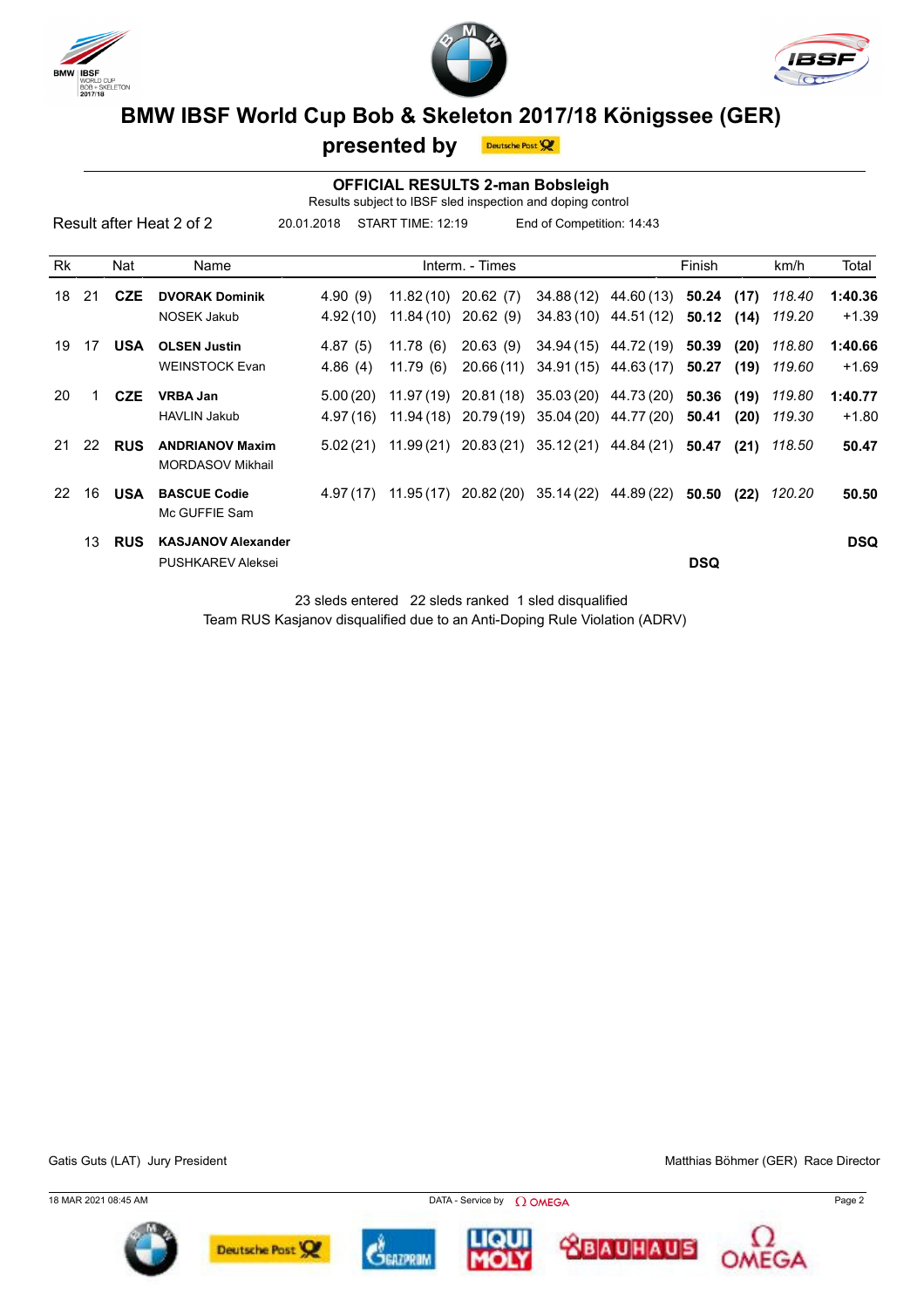# BMW IBSF World Cup Bob & Skeleton 2017/18 Königssee (GER)

## presented by

### OFFICIAL RESULTS 2-man Bobsleigh

Results subject to IBSF sled inspection and doping control

Result after Heat 2 of 2    20.01.2018    START TIME: 12:19    End of Competition: 14:43

| Rk | | Nat | Name | Interm. - Times | | | | | Finish | | km/h | Total |
|---|---|---|---|---|---|---|---|---|---|---|---|---|
| 18 | 21 | **CZE** | **DVORAK Dominik** | 4.90 (9) | 11.82 (10) | 20.62 (7) | 34.88 (12) | 44.60 (13) | **50.24** | **(17)** | *118.40* | **1:40.36** |
| | | | NOSEK Jakub | 4.92 (10) | 11.84 (10) | 20.62 (9) | 34.83 (10) | 44.51 (12) | **50.12** | **(14)** | *119.20* | +1.39 |
| 19 | 17 | **USA** | **OLSEN Justin** | 4.87 (5) | 11.78 (6) | 20.63 (9) | 34.94 (15) | 44.72 (19) | **50.39** | **(20)** | *118.80* | **1:40.66** |
| | | | WEINSTOCK Evan | 4.86 (4) | 11.79 (6) | 20.66 (11) | 34.91 (15) | 44.63 (17) | **50.27** | **(19)** | *119.60* | +1.69 |
| 20 | 1 | **CZE** | **VRBA Jan** | 5.00 (20) | 11.97 (19) | 20.81 (18) | 35.03 (20) | 44.73 (20) | **50.36** | **(19)** | *119.80* | **1:40.77** |
| | | | HAVLIN Jakub | 4.97 (16) | 11.94 (18) | 20.79 (19) | 35.04 (20) | 44.77 (20) | **50.41** | **(20)** | *119.30* | +1.80 |
| 21 | 22 | **RUS** | **ANDRIANOV Maxim** | 5.02 (21) | 11.99 (21) | 20.83 (21) | 35.12 (21) | 44.84 (21) | **50.47** | **(21)** | *118.50* | **50.47** |
| | | | MORDASOV Mikhail | | | | | | | | | |
| 22 | 16 | **USA** | **BASCUE Codie** | 4.97 (17) | 11.95 (17) | 20.82 (20) | 35.14 (22) | 44.89 (22) | **50.50** | **(22)** | *120.20* | **50.50** |
| | | | Mc GUFFIE Sam | | | | | | | | | |
| | 13 | **RUS** | **KASJANOV Alexander** | | | | | | | | | **DSQ** |
| | | | PUSHKAREV Aleksei | | | | | | **DSQ** | | | |

23 sleds entered    22 sleds ranked    1 sled disqualified

Team RUS Kasjanov disqualified due to an Anti-Doping Rule Violation (ADRV)

Gatis Guts (LAT) Jury President    Matthias Böhmer (GER) Race Director

18 MAR 2021 08:45 AM    DATA - Service by OMEGA